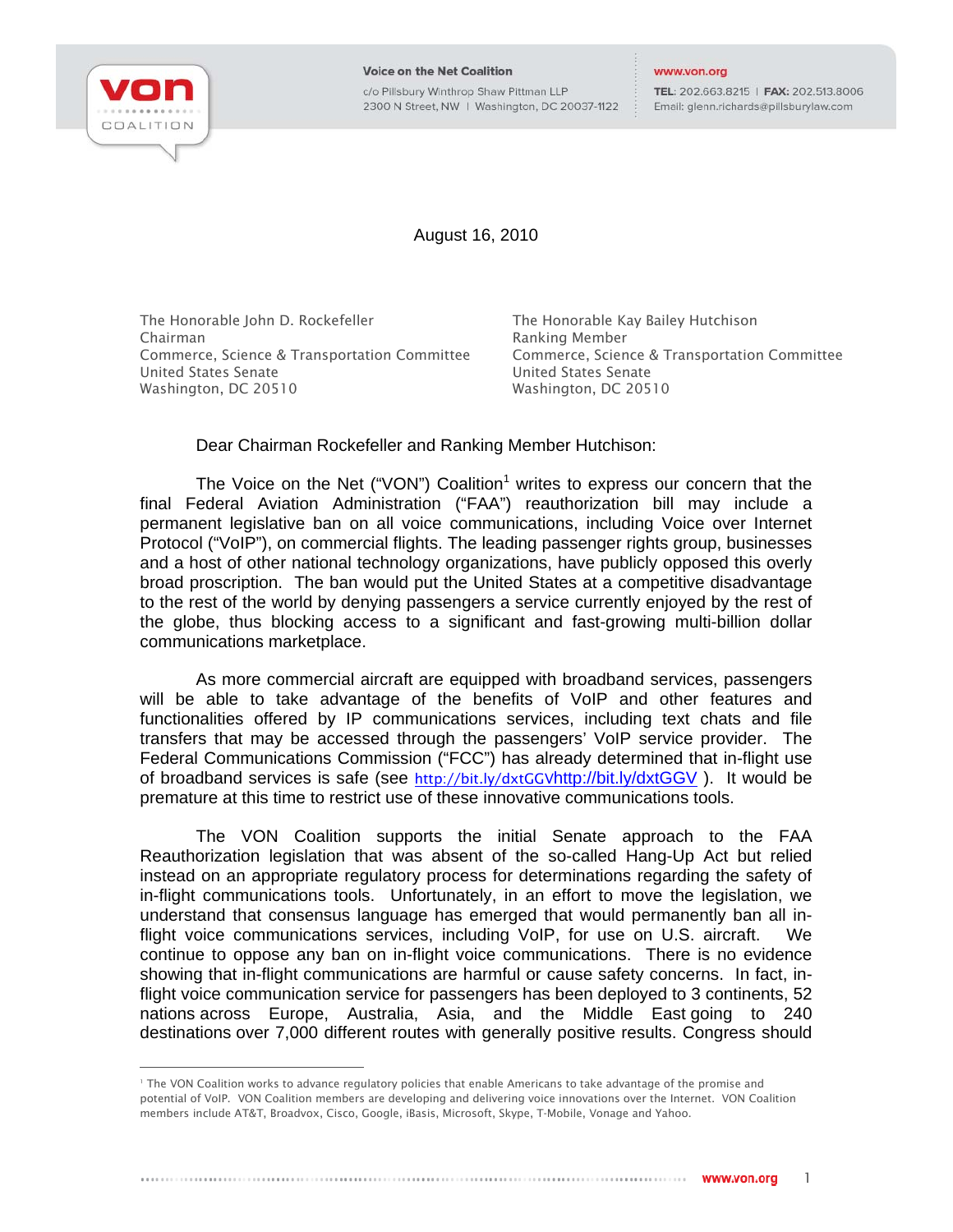Voice on the Net Coalition
c/o Pillsbury Winthrop Shaw Pittman LLP
2300 N Street, NW | Washington, DC 20037-1122

www.von.org
TEL: 202.663.8215 | FAX: 202.513.8006
Email: glenn.richards@pillsburylaw.com

August 16, 2010

The Honorable John D. Rockefeller
Chairman
Commerce, Science & Transportation Committee
United States Senate
Washington, DC 20510

The Honorable Kay Bailey Hutchison
Ranking Member
Commerce, Science & Transportation Committee
United States Senate
Washington, DC 20510

Dear Chairman Rockefeller and Ranking Member Hutchison:

The Voice on the Net ("VON") Coalition[1] writes to express our concern that the final Federal Aviation Administration ("FAA") reauthorization bill may include a permanent legislative ban on all voice communications, including Voice over Internet Protocol ("VoIP"), on commercial flights. The leading passenger rights group, businesses and a host of other national technology organizations, have publicly opposed this overly broad proscription. The ban would put the United States at a competitive disadvantage to the rest of the world by denying passengers a service currently enjoyed by the rest of the globe, thus blocking access to a significant and fast-growing multi-billion dollar communications marketplace.

As more commercial aircraft are equipped with broadband services, passengers will be able to take advantage of the benefits of VoIP and other features and functionalities offered by IP communications services, including text chats and file transfers that may be accessed through the passengers' VoIP service provider. The Federal Communications Commission ("FCC") has already determined that in-flight use of broadband services is safe (see http://bit.ly/dxtGGVhttp://bit.ly/dxtGGV ). It would be premature at this time to restrict use of these innovative communications tools.

The VON Coalition supports the initial Senate approach to the FAA Reauthorization legislation that was absent of the so-called Hang-Up Act but relied instead on an appropriate regulatory process for determinations regarding the safety of in-flight communications tools. Unfortunately, in an effort to move the legislation, we understand that consensus language has emerged that would permanently ban all in-flight voice communications services, including VoIP, for use on U.S. aircraft. We continue to oppose any ban on in-flight voice communications. There is no evidence showing that in-flight communications are harmful or cause safety concerns. In fact, in-flight voice communication service for passengers has been deployed to 3 continents, 52 nations across Europe, Australia, Asia, and the Middle East going to 240 destinations over 7,000 different routes with generally positive results. Congress should

---

[1] The VON Coalition works to advance regulatory policies that enable Americans to take advantage of the promise and potential of VoIP. VON Coalition members are developing and delivering voice innovations over the Internet. VON Coalition members include AT&T, Broadvox, Cisco, Google, iBasis, Microsoft, Skype, T-Mobile, Vonage and Yahoo.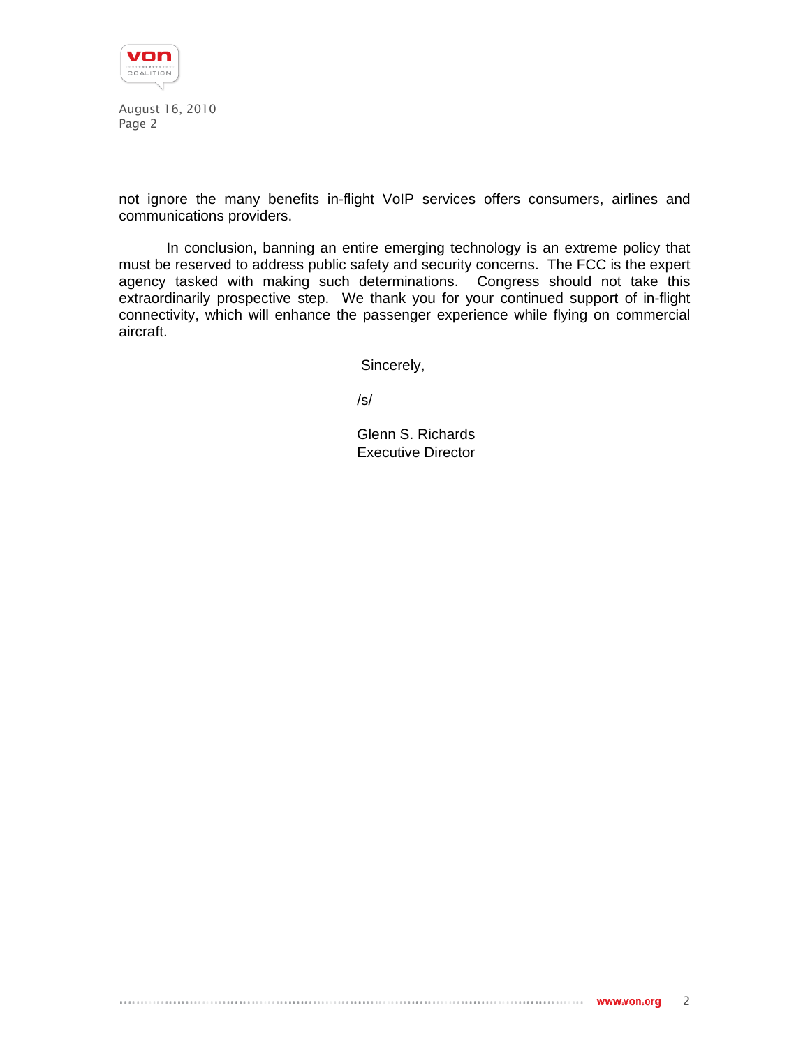not ignore the many benefits in-flight VoIP services offers consumers, airlines and communications providers.

In conclusion, banning an entire emerging technology is an extreme policy that must be reserved to address public safety and security concerns. The FCC is the expert agency tasked with making such determinations. Congress should not take this extraordinarily prospective step. We thank you for your continued support of in-flight connectivity, which will enhance the passenger experience while flying on commercial aircraft.

Sincerely,

/s/

Glenn S. Richards
Executive Director